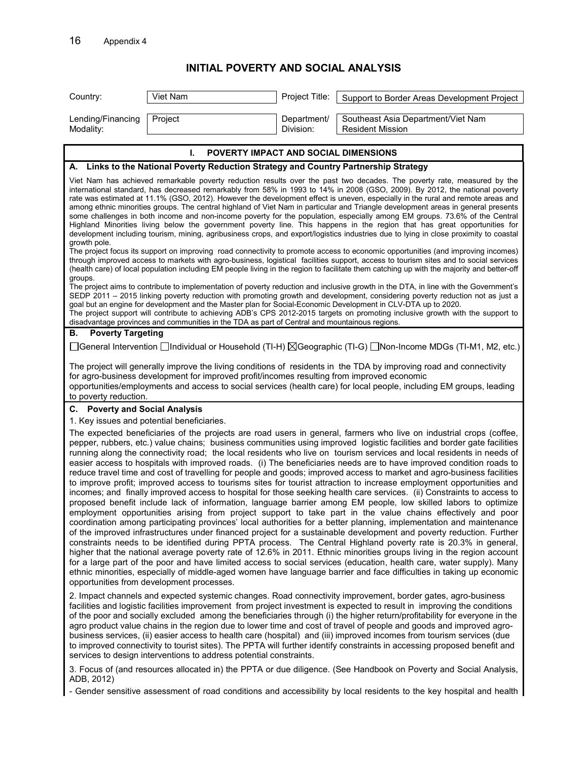# INITIAL POVERTY AND SOCIAL ANALYSIS

| | | | |
|---|---|---|---|
| Country: | Viet Nam | Project Title: | Support to Border Areas Development Project |
| Lending/Financing Modality: | Project | Department/ Division: | Southeast Asia Department/Viet Nam Resident Mission |

## I. POVERTY IMPACT AND SOCIAL DIMENSIONS

### A. Links to the National Poverty Reduction Strategy and Country Partnership Strategy

Viet Nam has achieved remarkable poverty reduction results over the past two decades. The poverty rate, measured by the international standard, has decreased remarkably from 58% in 1993 to 14% in 2008 (GSO, 2009). By 2012, the national poverty rate was estimated at 11.1% (GSO, 2012). However the development effect is uneven, especially in the rural and remote areas and among ethnic minorities groups. The central highland of Viet Nam in particular and Triangle development areas in general presents some challenges in both income and non-income poverty for the population, especially among EM groups. 73.6% of the Central Highland Minorities living below the government poverty line. This happens in the region that has great opportunities for development including tourism, mining, agribusiness crops, and export/logistics industries due to lying in close proximity to coastal growth pole.

The project focus its support on improving road connectivity to promote access to economic opportunities (and improving incomes) through improved access to markets with agro-business, logistical facilities support, access to tourism sites and to social services (health care) of local population including EM people living in the region to facilitate them catching up with the majority and better-off groups.

The project aims to contribute to implementation of poverty reduction and inclusive growth in the DTA, in line with the Government's SEDP 2011 – 2015 linking poverty reduction with promoting growth and development, considering poverty reduction not as just a goal but an engine for development and the Master plan for Social-Economic Development in CLV-DTA up to 2020.

The project support will contribute to achieving ADB's CPS 2012-2015 targets on promoting inclusive growth with the support to disadvantage provinces and communities in the TDA as part of Central and mountainous regions.

### B. Poverty Targeting

☐General Intervention ☐Individual or Household (TI-H) ☒Geographic (TI-G) ☐Non-Income MDGs (TI-M1, M2, etc.)

The project will generally improve the living conditions of residents in the TDA by improving road and connectivity for agro-business development for improved profit/incomes resulting from improved economic opportunities/employments and access to social services (health care) for local people, including EM groups, leading to poverty reduction.

### C. Poverty and Social Analysis

1. Key issues and potential beneficiaries.

The expected beneficiaries of the projects are road users in general, farmers who live on industrial crops (coffee, pepper, rubbers, etc.) value chains; business communities using improved logistic facilities and border gate facilities running along the connectivity road; the local residents who live on tourism services and local residents in needs of easier access to hospitals with improved roads. (i) The beneficiaries needs are to have improved condition roads to reduce travel time and cost of travelling for people and goods; improved access to market and agro-business facilities to improve profit; improved access to tourisms sites for tourist attraction to increase employment opportunities and incomes; and finally improved access to hospital for those seeking health care services. (ii) Constraints to access to proposed benefit include lack of information, language barrier among EM people, low skilled labors to optimize employment opportunities arising from project support to take part in the value chains effectively and poor coordination among participating provinces' local authorities for a better planning, implementation and maintenance of the improved infrastructures under financed project for a sustainable development and poverty reduction. Further constraints needs to be identified during PPTA process. The Central Highland poverty rate is 20.3% in general, higher that the national average poverty rate of 12.6% in 2011. Ethnic minorities groups living in the region account for a large part of the poor and have limited access to social services (education, health care, water supply). Many ethnic minorities, especially of middle-aged women have language barrier and face difficulties in taking up economic opportunities from development processes.

2. Impact channels and expected systemic changes. Road connectivity improvement, border gates, agro-business facilities and logistic facilities improvement from project investment is expected to result in improving the conditions of the poor and socially excluded among the beneficiaries through (i) the higher return/profitability for everyone in the agro product value chains in the region due to lower time and cost of travel of people and goods and improved agro-business services, (ii) easier access to health care (hospital) and (iii) improved incomes from tourism services (due to improved connectivity to tourist sites). The PPTA will further identify constraints in accessing proposed benefit and services to design interventions to address potential constraints.

3. Focus of (and resources allocated in) the PPTA or due diligence. (See Handbook on Poverty and Social Analysis, ADB, 2012)

- Gender sensitive assessment of road conditions and accessibility by local residents to the key hospital and health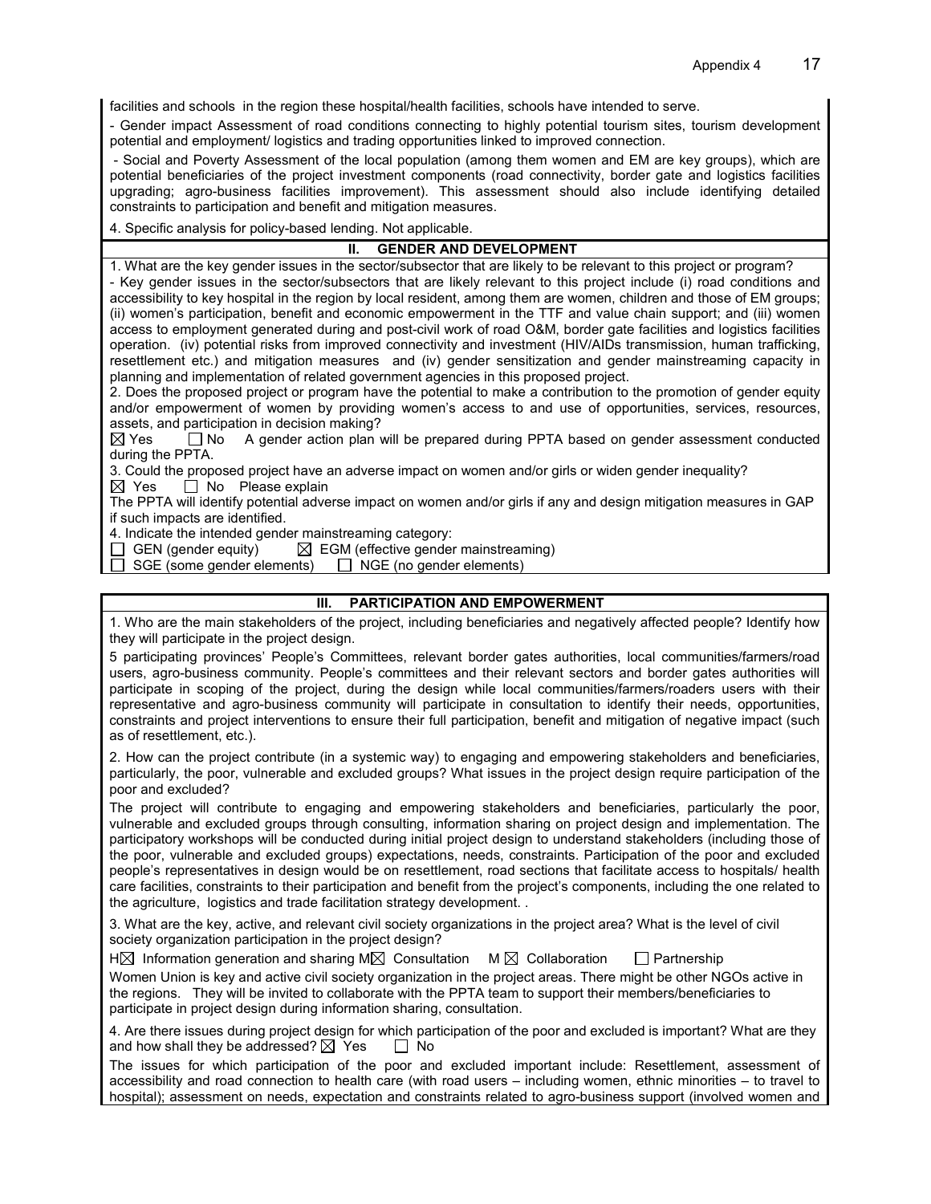facilities and schools in the region these hospital/health facilities, schools have intended to serve.

- Gender impact Assessment of road conditions connecting to highly potential tourism sites, tourism development potential and employment/ logistics and trading opportunities linked to improved connection.

- Social and Poverty Assessment of the local population (among them women and EM are key groups), which are potential beneficiaries of the project investment components (road connectivity, border gate and logistics facilities upgrading; agro-business facilities improvement). This assessment should also include identifying detailed constraints to participation and benefit and mitigation measures.

4. Specific analysis for policy-based lending. Not applicable.

## II. GENDER AND DEVELOPMENT

1. What are the key gender issues in the sector/subsector that are likely to be relevant to this project or program?

- Key gender issues in the sector/subsectors that are likely relevant to this project include (i) road conditions and accessibility to key hospital in the region by local resident, among them are women, children and those of EM groups; (ii) women's participation, benefit and economic empowerment in the TTF and value chain support; and (iii) women access to employment generated during and post-civil work of road O&M, border gate facilities and logistics facilities operation. (iv) potential risks from improved connectivity and investment (HIV/AIDs transmission, human trafficking, resettlement etc.) and mitigation measures and (iv) gender sensitization and gender mainstreaming capacity in planning and implementation of related government agencies in this proposed project.

2. Does the proposed project or program have the potential to make a contribution to the promotion of gender equity and/or empowerment of women by providing women's access to and use of opportunities, services, resources, assets, and participation in decision making?

☒ Yes ☐ No A gender action plan will be prepared during PPTA based on gender assessment conducted during the PPTA.

3. Could the proposed project have an adverse impact on women and/or girls or widen gender inequality?

☒ Yes ☐ No Please explain

The PPTA will identify potential adverse impact on women and/or girls if any and design mitigation measures in GAP if such impacts are identified.

4. Indicate the intended gender mainstreaming category:

☐ GEN (gender equity) ☒ EGM (effective gender mainstreaming)

☐ SGE (some gender elements) ☐ NGE (no gender elements)

## III. PARTICIPATION AND EMPOWERMENT

1. Who are the main stakeholders of the project, including beneficiaries and negatively affected people? Identify how they will participate in the project design.

5 participating provinces' People's Committees, relevant border gates authorities, local communities/farmers/road users, agro-business community. People's committees and their relevant sectors and border gates authorities will participate in scoping of the project, during the design while local communities/farmers/roaders users with their representative and agro-business community will participate in consultation to identify their needs, opportunities, constraints and project interventions to ensure their full participation, benefit and mitigation of negative impact (such as of resettlement, etc.).

2. How can the project contribute (in a systemic way) to engaging and empowering stakeholders and beneficiaries, particularly, the poor, vulnerable and excluded groups? What issues in the project design require participation of the poor and excluded?

The project will contribute to engaging and empowering stakeholders and beneficiaries, particularly the poor, vulnerable and excluded groups through consulting, information sharing on project design and implementation. The participatory workshops will be conducted during initial project design to understand stakeholders (including those of the poor, vulnerable and excluded groups) expectations, needs, constraints. Participation of the poor and excluded people's representatives in design would be on resettlement, road sections that facilitate access to hospitals/ health care facilities, constraints to their participation and benefit from the project's components, including the one related to the agriculture, logistics and trade facilitation strategy development. .

3. What are the key, active, and relevant civil society organizations in the project area? What is the level of civil society organization participation in the project design?

H☒ Information generation and sharing M☒ Consultation M ☒ Collaboration ☐ Partnership

Women Union is key and active civil society organization in the project areas. There might be other NGOs active in the regions. They will be invited to collaborate with the PPTA team to support their members/beneficiaries to participate in project design during information sharing, consultation.

4. Are there issues during project design for which participation of the poor and excluded is important? What are they and how shall they be addressed? ☒ Yes ☐ No

The issues for which participation of the poor and excluded important include: Resettlement, assessment of accessibility and road connection to health care (with road users – including women, ethnic minorities – to travel to hospital); assessment on needs, expectation and constraints related to agro-business support (involved women and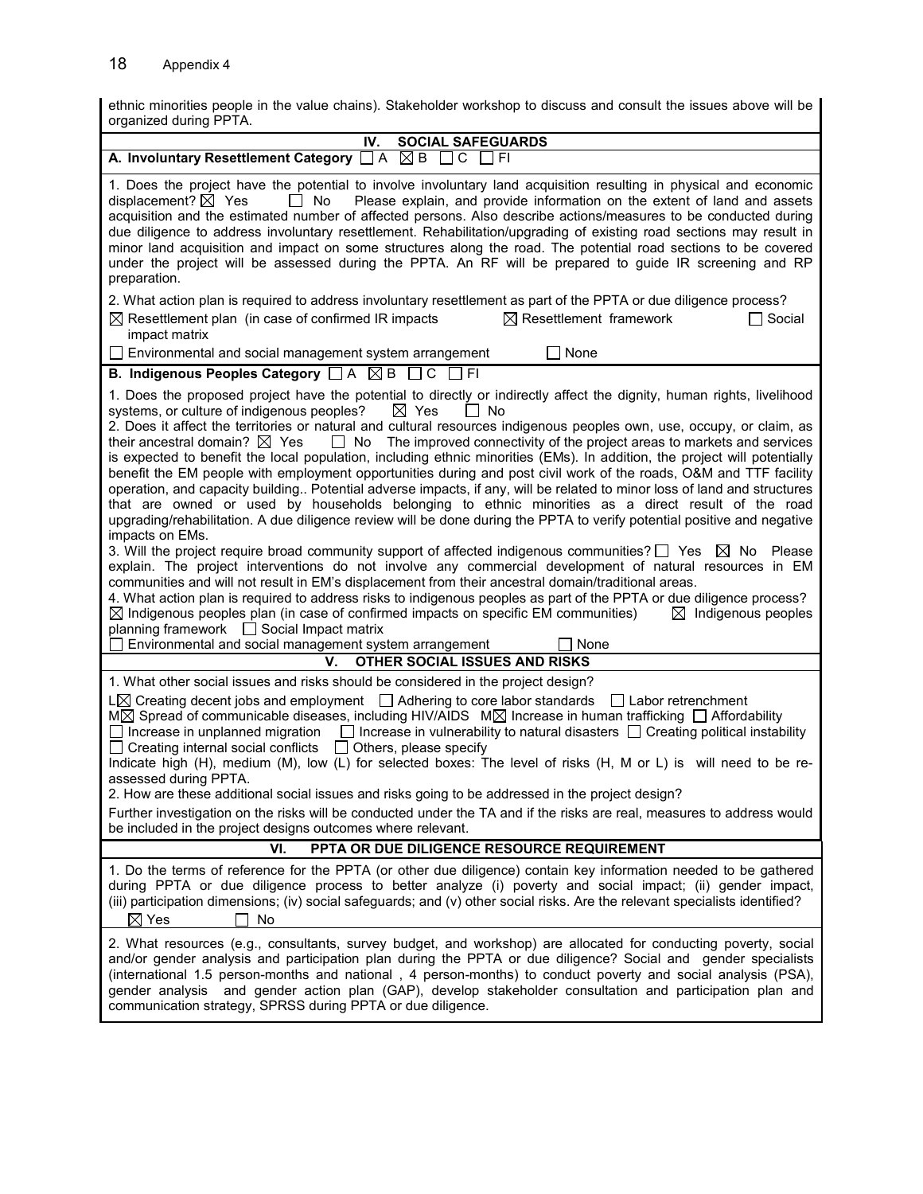ethnic minorities people in the value chains). Stakeholder workshop to discuss and consult the issues above will be organized during PPTA.

## IV. SOCIAL SAFEGUARDS

**A. Involuntary Resettlement Category** ☐ A ☒ B ☐ C ☐ FI

1. Does the project have the potential to involve involuntary land acquisition resulting in physical and economic displacement? ☒ Yes ☐ No Please explain, and provide information on the extent of land and assets acquisition and the estimated number of affected persons. Also describe actions/measures to be conducted during due diligence to address involuntary resettlement. Rehabilitation/upgrading of existing road sections may result in minor land acquisition and impact on some structures along the road. The potential road sections to be covered under the project will be assessed during the PPTA. An RF will be prepared to guide IR screening and RP preparation.

2. What action plan is required to address involuntary resettlement as part of the PPTA or due diligence process?
☒ Resettlement plan (in case of confirmed IR impacts ☒ Resettlement framework ☐ Social impact matrix
☐ Environmental and social management system arrangement ☐ None

**B. Indigenous Peoples Category** ☐ A ☒ B ☐ C ☐ FI

1. Does the proposed project have the potential to directly or indirectly affect the dignity, human rights, livelihood systems, or culture of indigenous peoples? ☒ Yes ☐ No
2. Does it affect the territories or natural and cultural resources indigenous peoples own, use, occupy, or claim, as their ancestral domain? ☒ Yes ☐ No The improved connectivity of the project areas to markets and services is expected to benefit the local population, including ethnic minorities (EMs). In addition, the project will potentially benefit the EM people with employment opportunities during and post civil work of the roads, O&M and TTF facility operation, and capacity building.. Potential adverse impacts, if any, will be related to minor loss of land and structures that are owned or used by households belonging to ethnic minorities as a direct result of the road upgrading/rehabilitation. A due diligence review will be done during the PPTA to verify potential positive and negative impacts on EMs.
3. Will the project require broad community support of affected indigenous communities? ☐ Yes ☒ No Please explain. The project interventions do not involve any commercial development of natural resources in EM communities and will not result in EM's displacement from their ancestral domain/traditional areas.
4. What action plan is required to address risks to indigenous peoples as part of the PPTA or due diligence process?
☒ Indigenous peoples plan (in case of confirmed impacts on specific EM communities) ☒ Indigenous peoples planning framework ☐ Social Impact matrix
☐ Environmental and social management system arrangement ☐ None

## V. OTHER SOCIAL ISSUES AND RISKS

1. What other social issues and risks should be considered in the project design?
L☒ Creating decent jobs and employment ☐ Adhering to core labor standards ☐ Labor retrenchment
M☒ Spread of communicable diseases, including HIV/AIDS M☒ Increase in human trafficking ☐ Affordability
☐ Increase in unplanned migration ☐ Increase in vulnerability to natural disasters ☐ Creating political instability
☐ Creating internal social conflicts ☐ Others, please specify
Indicate high (H), medium (M), low (L) for selected boxes: The level of risks (H, M or L) is will need to be re-assessed during PPTA.
2. How are these additional social issues and risks going to be addressed in the project design?
Further investigation on the risks will be conducted under the TA and if the risks are real, measures to address would be included in the project designs outcomes where relevant.

## VI. PPTA OR DUE DILIGENCE RESOURCE REQUIREMENT

1. Do the terms of reference for the PPTA (or other due diligence) contain key information needed to be gathered during PPTA or due diligence process to better analyze (i) poverty and social impact; (ii) gender impact, (iii) participation dimensions; (iv) social safeguards; and (v) other social risks. Are the relevant specialists identified?
☒ Yes ☐ No

2. What resources (e.g., consultants, survey budget, and workshop) are allocated for conducting poverty, social and/or gender analysis and participation plan during the PPTA or due diligence? Social and gender specialists (international 1.5 person-months and national , 4 person-months) to conduct poverty and social analysis (PSA), gender analysis and gender action plan (GAP), develop stakeholder consultation and participation plan and communication strategy, SPRSS during PPTA or due diligence.